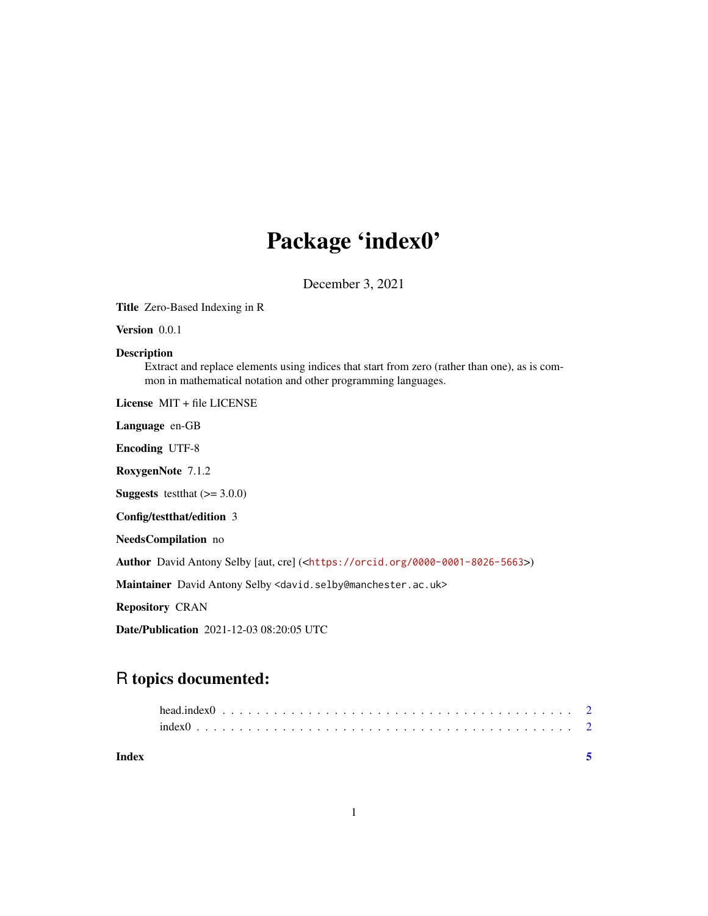# Package 'index0'

December 3, 2021

**Title** Zero-Based Indexing in R

**Version** 0.0.1

**Description** Extract and replace elements using indices that start from zero (rather than one), as is common in mathematical notation and other programming languages.

**License** MIT + file LICENSE

**Language** en-GB

**Encoding** UTF-8

**RoxygenNote** 7.1.2

**Suggests** testthat (>= 3.0.0)

**Config/testthat/edition** 3

**NeedsCompilation** no

**Author** David Antony Selby [aut, cre] (<https://orcid.org/0000-0001-8026-5663>)

**Maintainer** David Antony Selby <david.selby@manchester.ac.uk>

**Repository** CRAN

**Date/Publication** 2021-12-03 08:20:05 UTC

## R topics documented:

head.index0 . . . . . . . . . . . . . . . . . . . . . . . . . . . . . . . . . . . . . . . 2
index0 . . . . . . . . . . . . . . . . . . . . . . . . . . . . . . . . . . . . . . . . . . 2

**Index** **5**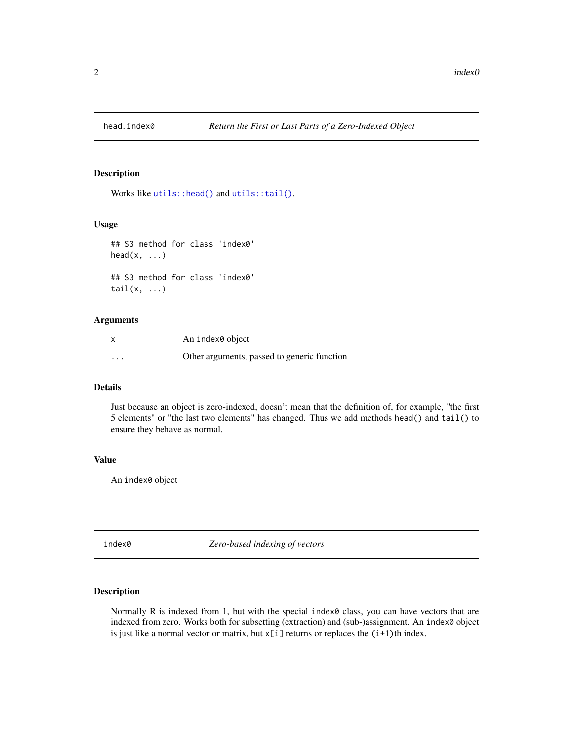## head.index0 — *Return the First or Last Parts of a Zero-Indexed Object*

### Description

Works like `utils::head()` and `utils::tail()`.

### Usage

```
## S3 method for class 'index0'
head(x, ...)

## S3 method for class 'index0'
tail(x, ...)
```

### Arguments

| | |
|---|---|
| x | An `index0` object |
| ... | Other arguments, passed to generic function |

### Details

Just because an object is zero-indexed, doesn't mean that the definition of, for example, "the first 5 elements" or "the last two elements" has changed. Thus we add methods `head()` and `tail()` to ensure they behave as normal.

### Value

An `index0` object

## index0 — *Zero-based indexing of vectors*

### Description

Normally R is indexed from 1, but with the special `index0` class, you can have vectors that are indexed from zero. Works both for subsetting (extraction) and (sub-)assignment. An `index0` object is just like a normal vector or matrix, but `x[i]` returns or replaces the `(i+1)`th index.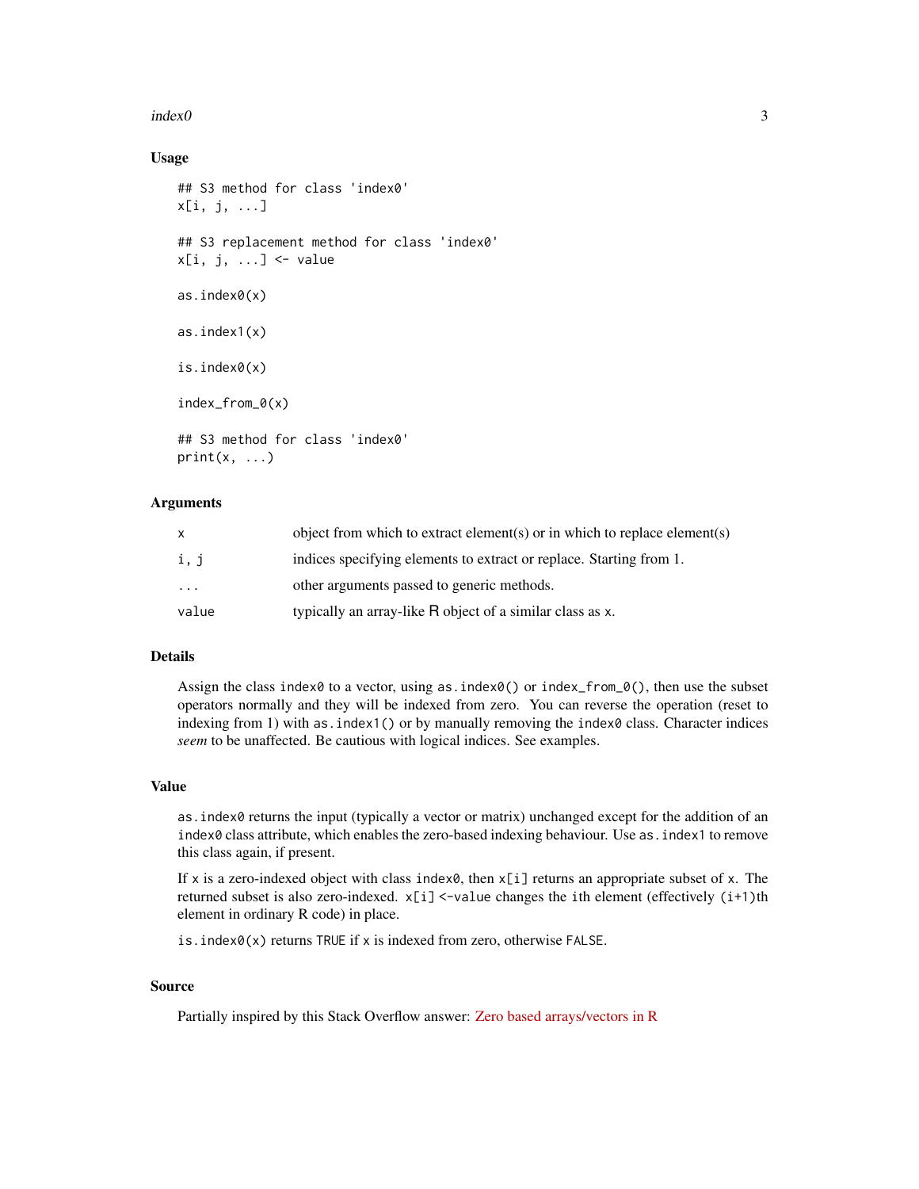### Usage

```
## S3 method for class 'index0'
x[i, j, ...]

## S3 replacement method for class 'index0'
x[i, j, ...] <- value

as.index0(x)

as.index1(x)

is.index0(x)

index_from_0(x)

## S3 method for class 'index0'
print(x, ...)
```

### Arguments

| | |
|---|---|
| `x` | object from which to extract element(s) or in which to replace element(s) |
| `i, j` | indices specifying elements to extract or replace. Starting from 1. |
| `...` | other arguments passed to generic methods. |
| `value` | typically an array-like R object of a similar class as `x`. |

### Details

Assign the class `index0` to a vector, using `as.index0()` or `index_from_0()`, then use the subset operators normally and they will be indexed from zero. You can reverse the operation (reset to indexing from 1) with `as.index1()` or by manually removing the `index0` class. Character indices *seem* to be unaffected. Be cautious with logical indices. See examples.

### Value

`as.index0` returns the input (typically a vector or matrix) unchanged except for the addition of an `index0` class attribute, which enables the zero-based indexing behaviour. Use `as.index1` to remove this class again, if present.

If `x` is a zero-indexed object with class `index0`, then `x[i]` returns an appropriate subset of `x`. The returned subset is also zero-indexed. `x[i] <-value` changes the `i`th element (effectively `(i+1)`th element in ordinary R code) in place.

`is.index0(x)` returns `TRUE` if `x` is indexed from zero, otherwise `FALSE`.

### Source

Partially inspired by this Stack Overflow answer: Zero based arrays/vectors in R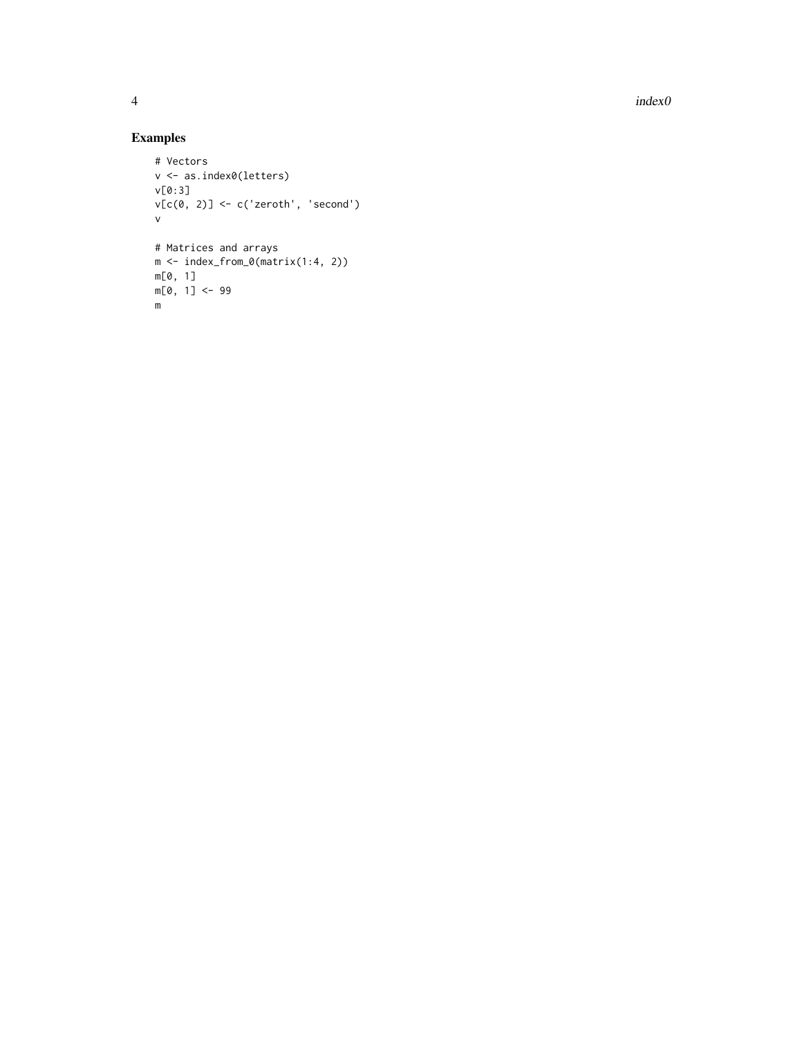## Examples

```
# Vectors
v <- as.index0(letters)
v[0:3]
v[c(0, 2)] <- c('zeroth', 'second')
v

# Matrices and arrays
m <- index_from_0(matrix(1:4, 2))
m[0, 1]
m[0, 1] <- 99
m
```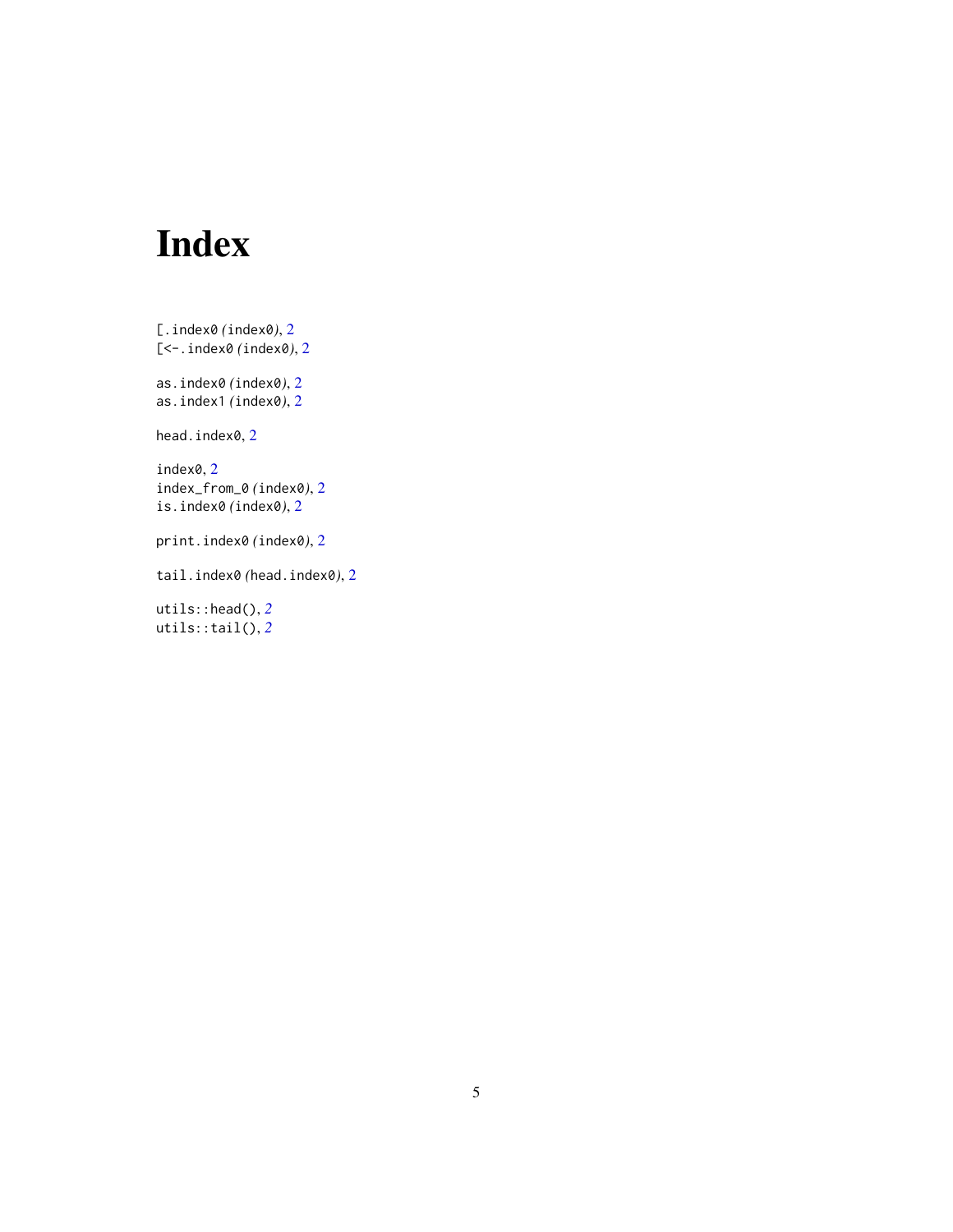# Index

[.index0 (index0), 2
[<-.index0 (index0), 2

as.index0 (index0), 2
as.index1 (index0), 2

head.index0, 2

index0, 2
index_from_0 (index0), 2
is.index0 (index0), 2

print.index0 (index0), 2

tail.index0 (head.index0), 2

utils::head(), *2*
utils::tail(), *2*